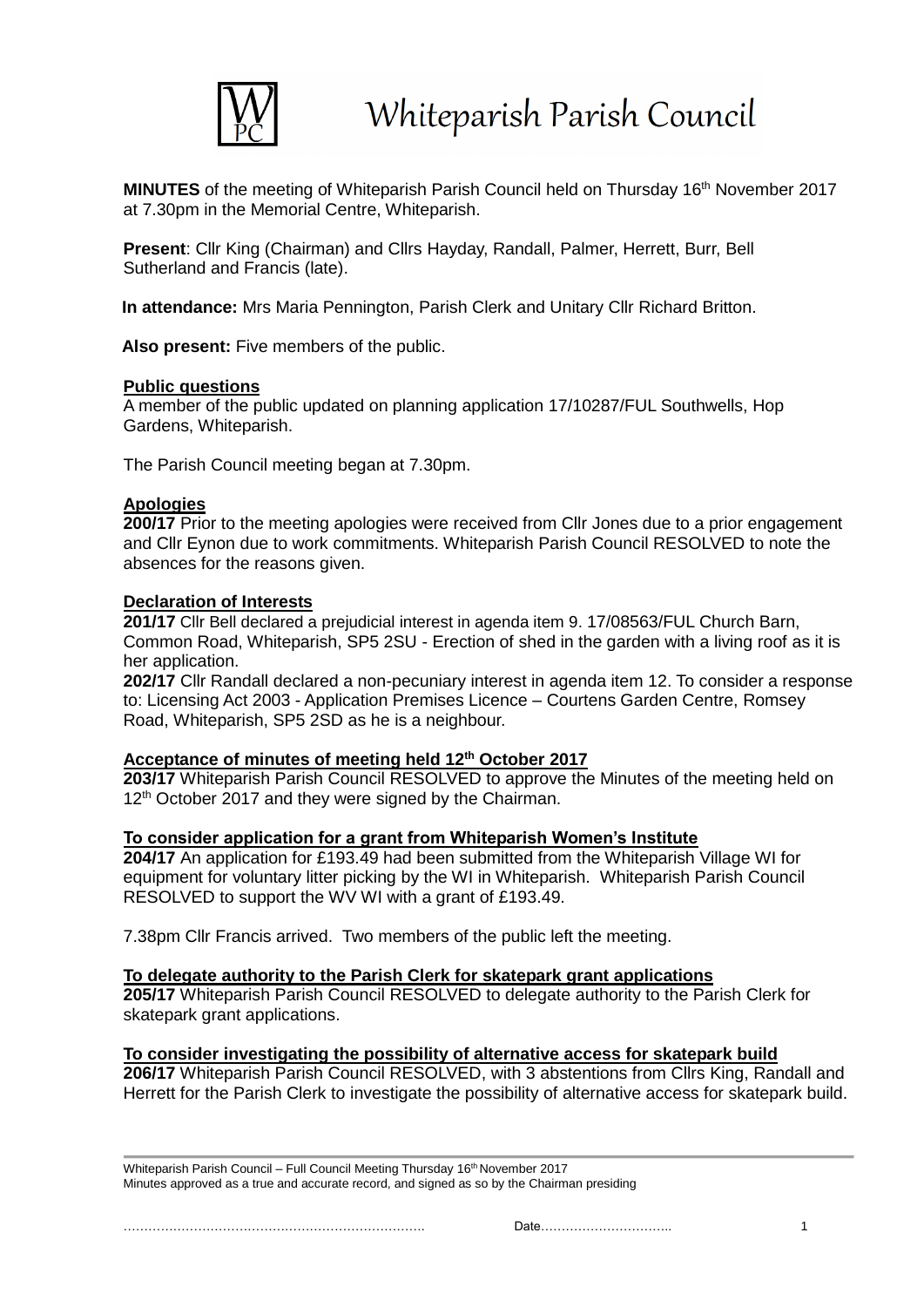# Whiteparish Parish Council

**MINUTES** of the meeting of Whiteparish Parish Council held on Thursday 16th November 2017 at 7.30pm in the Memorial Centre, Whiteparish.

**Present**: Cllr King (Chairman) and Cllrs Hayday, Randall, Palmer, Herrett, Burr, Bell Sutherland and Francis (late).

**In attendance:** Mrs Maria Pennington, Parish Clerk and Unitary Cllr Richard Britton.

**Also present:** Five members of the public.

**Public questions**

A member of the public updated on planning application 17/10287/FUL Southwells, Hop Gardens, Whiteparish.

The Parish Council meeting began at 7.30pm.

**Apologies**

**200/17** Prior to the meeting apologies were received from Cllr Jones due to a prior engagement and Cllr Eynon due to work commitments. Whiteparish Parish Council RESOLVED to note the absences for the reasons given.

**Declaration of Interests**

**201/17** Cllr Bell declared a prejudicial interest in agenda item 9. 17/08563/FUL Church Barn, Common Road, Whiteparish, SP5 2SU - Erection of shed in the garden with a living roof as it is her application.

**202/17** Cllr Randall declared a non-pecuniary interest in agenda item 12. To consider a response to: Licensing Act 2003 - Application Premises Licence – Courtens Garden Centre, Romsey Road, Whiteparish, SP5 2SD as he is a neighbour.

**Acceptance of minutes of meeting held 12th October 2017**

**203/17** Whiteparish Parish Council RESOLVED to approve the Minutes of the meeting held on 12th October 2017 and they were signed by the Chairman.

**To consider application for a grant from Whiteparish Women's Institute**

**204/17** An application for £193.49 had been submitted from the Whiteparish Village WI for equipment for voluntary litter picking by the WI in Whiteparish. Whiteparish Parish Council RESOLVED to support the WV WI with a grant of £193.49.

7.38pm Cllr Francis arrived. Two members of the public left the meeting.

**To delegate authority to the Parish Clerk for skatepark grant applications**

**205/17** Whiteparish Parish Council RESOLVED to delegate authority to the Parish Clerk for skatepark grant applications.

**To consider investigating the possibility of alternative access for skatepark build**

**206/17** Whiteparish Parish Council RESOLVED, with 3 abstentions from Cllrs King, Randall and Herrett for the Parish Clerk to investigate the possibility of alternative access for skatepark build.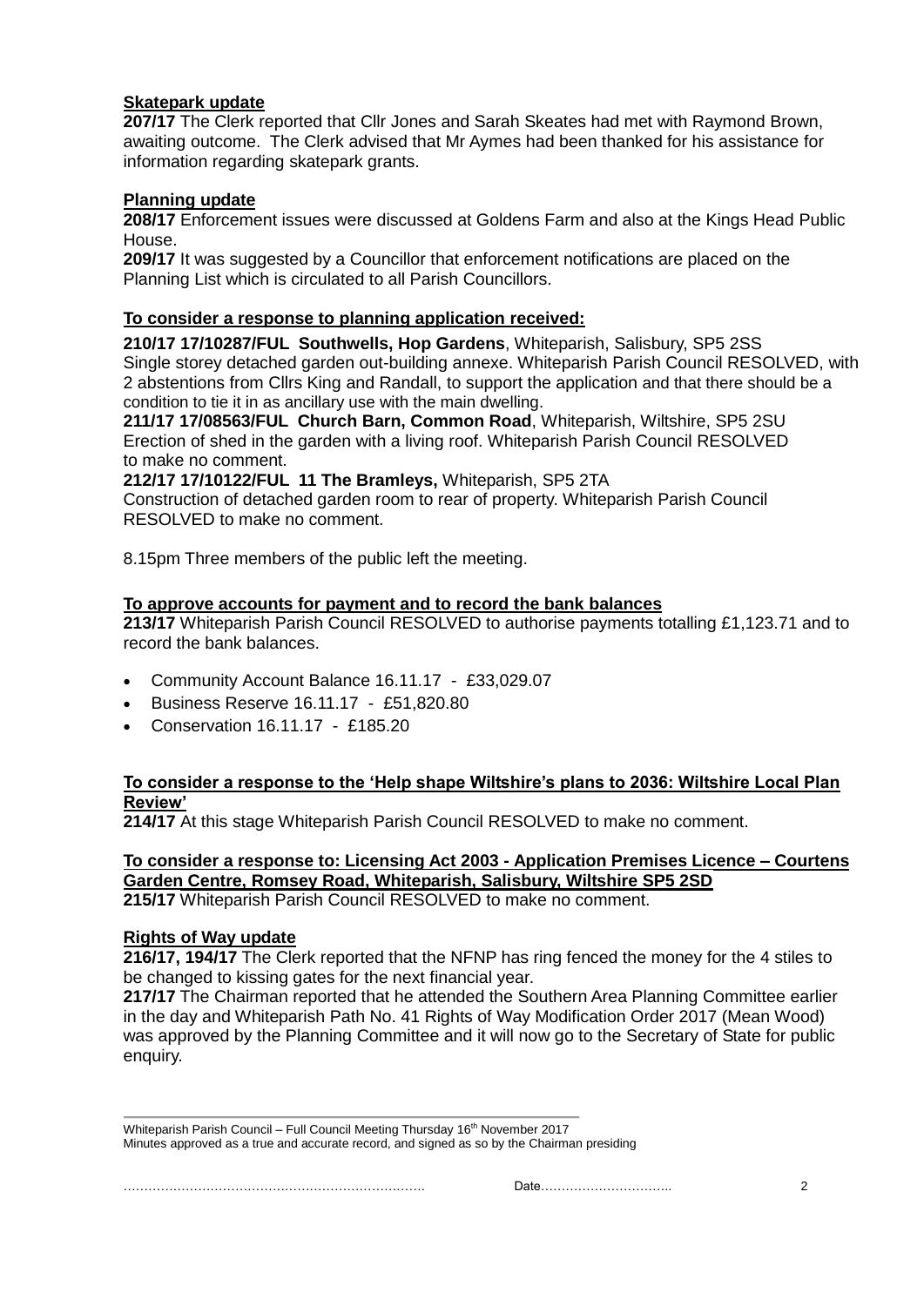**Skatepark update**

**207/17** The Clerk reported that Cllr Jones and Sarah Skeates had met with Raymond Brown, awaiting outcome. The Clerk advised that Mr Aymes had been thanked for his assistance for information regarding skatepark grants.

**Planning update**

**208/17** Enforcement issues were discussed at Goldens Farm and also at the Kings Head Public House.

**209/17** It was suggested by a Councillor that enforcement notifications are placed on the Planning List which is circulated to all Parish Councillors.

**To consider a response to planning application received:**

**210/17 17/10287/FUL Southwells, Hop Gardens**, Whiteparish, Salisbury, SP5 2SS
Single storey detached garden out-building annexe. Whiteparish Parish Council RESOLVED, with 2 abstentions from Cllrs King and Randall, to support the application and that there should be a condition to tie it in as ancillary use with the main dwelling.

**211/17 17/08563/FUL Church Barn, Common Road**, Whiteparish, Wiltshire, SP5 2SU
Erection of shed in the garden with a living roof. Whiteparish Parish Council RESOLVED to make no comment.

**212/17 17/10122/FUL 11 The Bramleys,** Whiteparish, SP5 2TA
Construction of detached garden room to rear of property. Whiteparish Parish Council RESOLVED to make no comment.

8.15pm Three members of the public left the meeting.

**To approve accounts for payment and to record the bank balances**

**213/17** Whiteparish Parish Council RESOLVED to authorise payments totalling £1,123.71 and to record the bank balances.

- Community Account Balance 16.11.17 - £33,029.07
- Business Reserve 16.11.17 - £51,820.80
- Conservation 16.11.17 - £185.20

**To consider a response to the 'Help shape Wiltshire's plans to 2036: Wiltshire Local Plan Review'**

**214/17** At this stage Whiteparish Parish Council RESOLVED to make no comment.

**To consider a response to: Licensing Act 2003 - Application Premises Licence – Courtens Garden Centre, Romsey Road, Whiteparish, Salisbury, Wiltshire SP5 2SD**

**215/17** Whiteparish Parish Council RESOLVED to make no comment.

**Rights of Way update**

**216/17, 194/17** The Clerk reported that the NFNP has ring fenced the money for the 4 stiles to be changed to kissing gates for the next financial year.

**217/17** The Chairman reported that he attended the Southern Area Planning Committee earlier in the day and Whiteparish Path No. 41 Rights of Way Modification Order 2017 (Mean Wood) was approved by the Planning Committee and it will now go to the Secretary of State for public enquiry.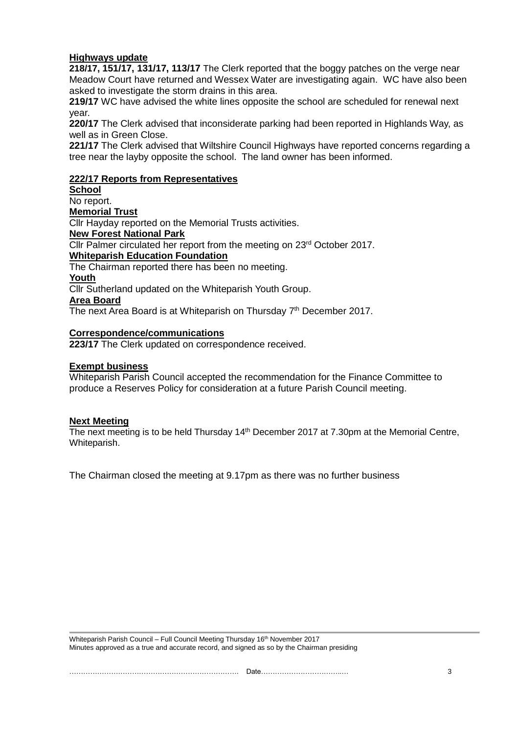**Highways update**

**218/17, 151/17, 131/17, 113/17** The Clerk reported that the boggy patches on the verge near Meadow Court have returned and Wessex Water are investigating again. WC have also been asked to investigate the storm drains in this area.

**219/17** WC have advised the white lines opposite the school are scheduled for renewal next year.

**220/17** The Clerk advised that inconsiderate parking had been reported in Highlands Way, as well as in Green Close.

**221/17** The Clerk advised that Wiltshire Council Highways have reported concerns regarding a tree near the layby opposite the school. The land owner has been informed.

**222/17 Reports from Representatives**

**School**

No report.

**Memorial Trust**

Cllr Hayday reported on the Memorial Trusts activities.

**New Forest National Park**

Cllr Palmer circulated her report from the meeting on 23rd October 2017.

**Whiteparish Education Foundation**

The Chairman reported there has been no meeting.

**Youth**

Cllr Sutherland updated on the Whiteparish Youth Group.

**Area Board**

The next Area Board is at Whiteparish on Thursday 7th December 2017.

**Correspondence/communications**

**223/17** The Clerk updated on correspondence received.

**Exempt business**

Whiteparish Parish Council accepted the recommendation for the Finance Committee to produce a Reserves Policy for consideration at a future Parish Council meeting.

**Next Meeting**

The next meeting is to be held Thursday 14th December 2017 at 7.30pm at the Memorial Centre, Whiteparish.

The Chairman closed the meeting at 9.17pm as there was no further business

Whiteparish Parish Council – Full Council Meeting Thursday 16th November 2017
Minutes approved as a true and accurate record, and signed as so by the Chairman presiding

……………………………………………………………… Date………………………………